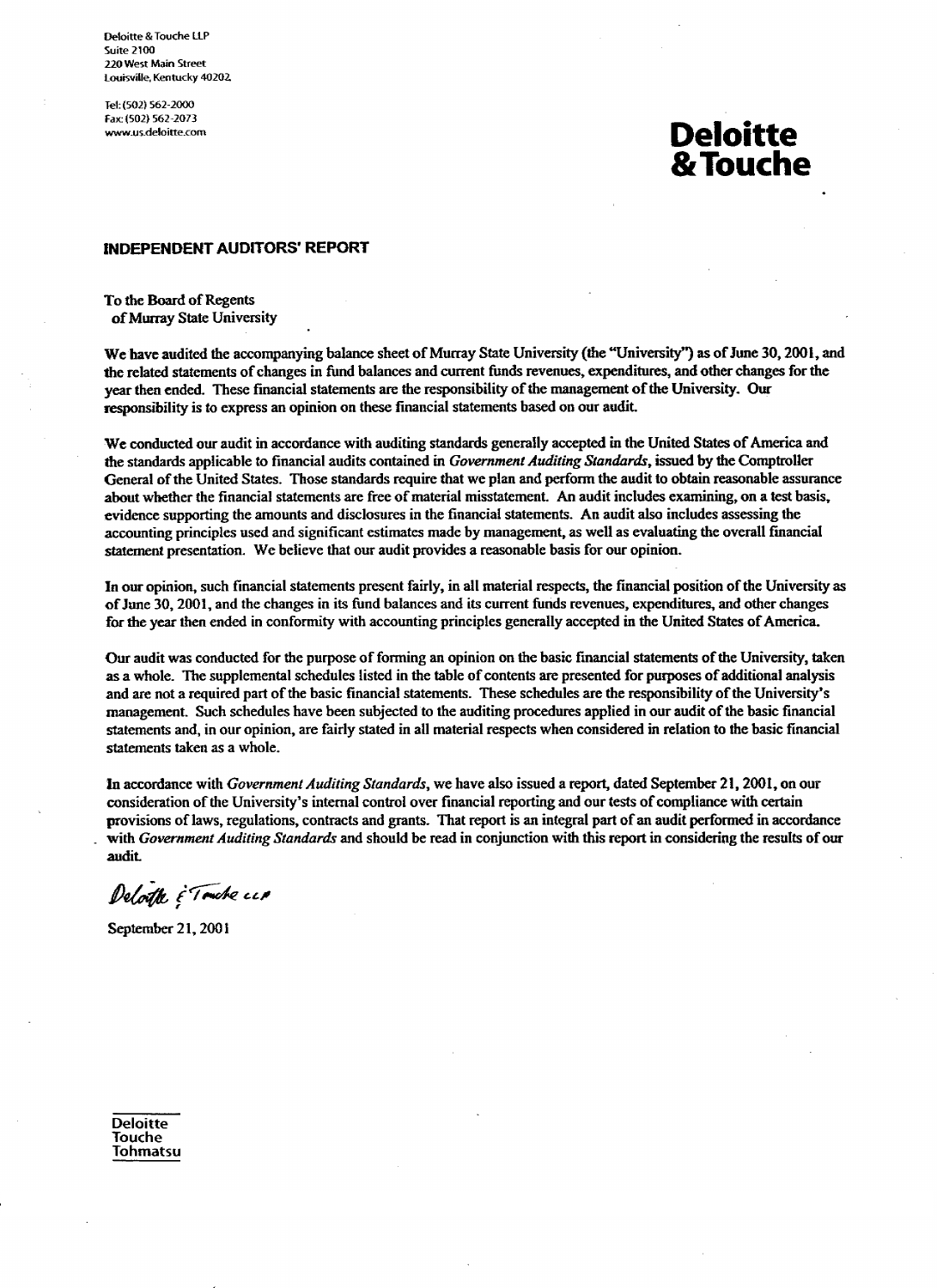Deloitte & Touche LLP
Suite 2100
220 West Main Street
Louisville, Kentucky 40202

Tel: (502) 562-2000
Fax: (502) 562-2073
www.us.deloitte.com

**Deloitte & Touche**

## INDEPENDENT AUDITORS' REPORT

To the Board of Regents
of Murray State University

We have audited the accompanying balance sheet of Murray State University (the "University") as of June 30, 2001, and the related statements of changes in fund balances and current funds revenues, expenditures, and other changes for the year then ended. These financial statements are the responsibility of the management of the University. Our responsibility is to express an opinion on these financial statements based on our audit.

We conducted our audit in accordance with auditing standards generally accepted in the United States of America and the standards applicable to financial audits contained in *Government Auditing Standards*, issued by the Comptroller General of the United States. Those standards require that we plan and perform the audit to obtain reasonable assurance about whether the financial statements are free of material misstatement. An audit includes examining, on a test basis, evidence supporting the amounts and disclosures in the financial statements. An audit also includes assessing the accounting principles used and significant estimates made by management, as well as evaluating the overall financial statement presentation. We believe that our audit provides a reasonable basis for our opinion.

In our opinion, such financial statements present fairly, in all material respects, the financial position of the University as of June 30, 2001, and the changes in its fund balances and its current funds revenues, expenditures, and other changes for the year then ended in conformity with accounting principles generally accepted in the United States of America.

Our audit was conducted for the purpose of forming an opinion on the basic financial statements of the University, taken as a whole. The supplemental schedules listed in the table of contents are presented for purposes of additional analysis and are not a required part of the basic financial statements. These schedules are the responsibility of the University's management. Such schedules have been subjected to the auditing procedures applied in our audit of the basic financial statements and, in our opinion, are fairly stated in all material respects when considered in relation to the basic financial statements taken as a whole.

In accordance with *Government Auditing Standards*, we have also issued a report, dated September 21, 2001, on our consideration of the University's internal control over financial reporting and our tests of compliance with certain provisions of laws, regulations, contracts and grants. That report is an integral part of an audit performed in accordance with *Government Auditing Standards* and should be read in conjunction with this report in considering the results of our audit.

Deloitte & Touche LLP

September 21, 2001

Deloitte
Touche
Tohmatsu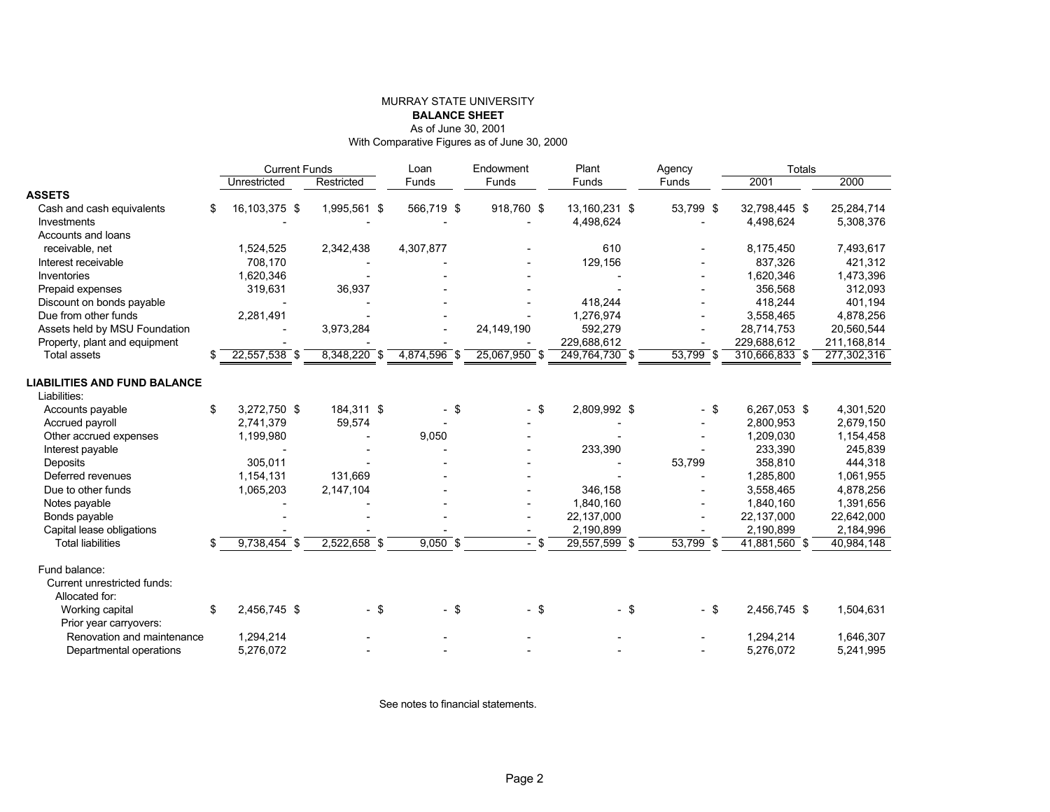MURRAY STATE UNIVERSITY

**BALANCE SHEET**

As of June 30, 2001

With Comparative Figures as of June 30, 2000

| | Current Funds | | Loan | Endowment | Plant | Agency | Totals | |
|---|---|---|---|---|---|---|---|---|
| | Unrestricted | Restricted | Funds | Funds | Funds | Funds | 2001 | 2000 |
| **ASSETS** | | | | | | | | |
| Cash and cash equivalents | $ 16,103,375 | $ 1,995,561 | $ 566,719 | $ 918,760 | $ 13,160,231 | $ 53,799 | $ 32,798,445 | $ 25,284,714 |
| Investments | - | - | - | - | 4,498,624 | - | 4,498,624 | 5,308,376 |
| Accounts and loans receivable, net | 1,524,525 | 2,342,438 | 4,307,877 | - | 610 | - | 8,175,450 | 7,493,617 |
| Interest receivable | 708,170 | - | - | - | 129,156 | - | 837,326 | 421,312 |
| Inventories | 1,620,346 | - | - | - | - | - | 1,620,346 | 1,473,396 |
| Prepaid expenses | 319,631 | 36,937 | - | - | - | - | 356,568 | 312,093 |
| Discount on bonds payable | - | - | - | - | 418,244 | - | 418,244 | 401,194 |
| Due from other funds | 2,281,491 | - | - | - | 1,276,974 | - | 3,558,465 | 4,878,256 |
| Assets held by MSU Foundation | - | 3,973,284 | - | 24,149,190 | 592,279 | - | 28,714,753 | 20,560,544 |
| Property, plant and equipment | - | - | - | - | 229,688,612 | - | 229,688,612 | 211,168,814 |
| Total assets | $ 22,557,538 | $ 8,348,220 | $ 4,874,596 | $ 25,067,950 | $ 249,764,730 | $ 53,799 | $ 310,666,833 | $ 277,302,316 |
| **LIABILITIES AND FUND BALANCE** | | | | | | | | |
| Liabilities: | | | | | | | | |
| Accounts payable | $ 3,272,750 | $ 184,311 | $ - | $ - | $ 2,809,992 | $ - | $ 6,267,053 | $ 4,301,520 |
| Accrued payroll | 2,741,379 | 59,574 | - | - | - | - | 2,800,953 | 2,679,150 |
| Other accrued expenses | 1,199,980 | - | 9,050 | - | - | - | 1,209,030 | 1,154,458 |
| Interest payable | - | - | - | - | 233,390 | - | 233,390 | 245,839 |
| Deposits | 305,011 | - | - | - | - | 53,799 | 358,810 | 444,318 |
| Deferred revenues | 1,154,131 | 131,669 | - | - | - | - | 1,285,800 | 1,061,955 |
| Due to other funds | 1,065,203 | 2,147,104 | - | - | 346,158 | - | 3,558,465 | 4,878,256 |
| Notes payable | - | - | - | - | 1,840,160 | - | 1,840,160 | 1,391,656 |
| Bonds payable | - | - | - | - | 22,137,000 | - | 22,137,000 | 22,642,000 |
| Capital lease obligations | - | - | - | - | 2,190,899 | - | 2,190,899 | 2,184,996 |
| Total liabilities | $ 9,738,454 | $ 2,522,658 | $ 9,050 | $ - | $ 29,557,599 | $ 53,799 | $ 41,881,560 | $ 40,984,148 |
| Fund balance: | | | | | | | | |
| Current unrestricted funds: | | | | | | | | |
| Allocated for: | | | | | | | | |
| Working capital | $ 2,456,745 | $ - | $ - | $ - | $ - | $ - | $ 2,456,745 | $ 1,504,631 |
| Prior year carryovers: | | | | | | | | |
| Renovation and maintenance | 1,294,214 | - | - | - | - | - | 1,294,214 | 1,646,307 |
| Departmental operations | 5,276,072 | - | - | - | - | - | 5,276,072 | 5,241,995 |

See notes to financial statements.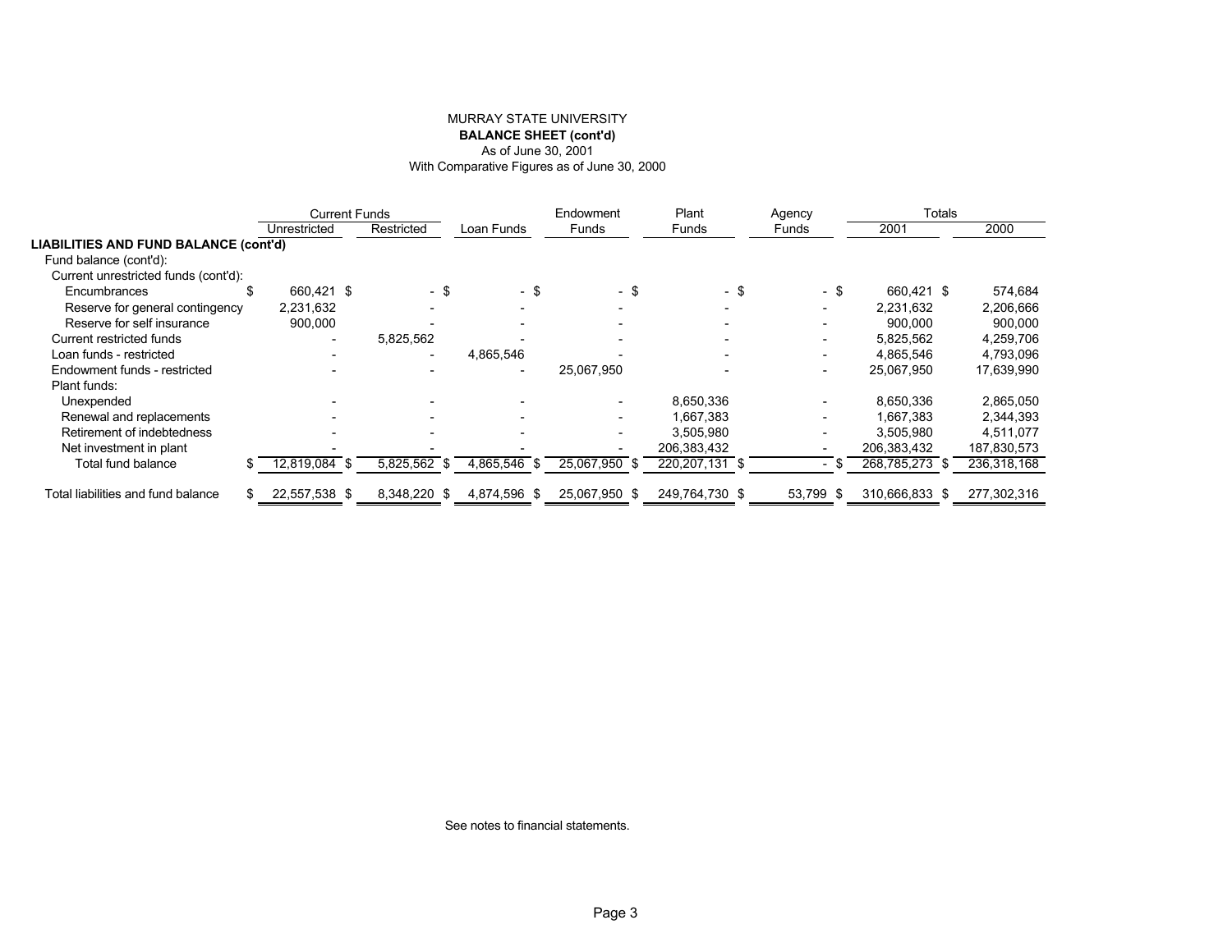MURRAY STATE UNIVERSITY

**BALANCE SHEET (cont'd)**

As of June 30, 2001

With Comparative Figures as of June 30, 2000

| | Current Funds | | | Endowment | Plant | Agency | Totals | |
|---|---|---|---|---|---|---|---|---|
| | Unrestricted | Restricted | Loan Funds | Funds | Funds | Funds | 2001 | 2000 |
| **LIABILITIES AND FUND BALANCE (cont'd)** | | | | | | | | |
| Fund balance (cont'd): | | | | | | | | |
| Current unrestricted funds (cont'd): | | | | | | | | |
| Encumbrances | $ 660,421 | $ - | $ - | $ - | $ - | $ - | $ 660,421 | $ 574,684 |
| Reserve for general contingency | 2,231,632 | - | - | - | - | - | 2,231,632 | 2,206,666 |
| Reserve for self insurance | 900,000 | - | - | - | - | - | 900,000 | 900,000 |
| Current restricted funds | - | 5,825,562 | - | - | - | - | 5,825,562 | 4,259,706 |
| Loan funds - restricted | - | - | 4,865,546 | - | - | - | 4,865,546 | 4,793,096 |
| Endowment funds - restricted | - | - | - | 25,067,950 | - | - | 25,067,950 | 17,639,990 |
| Plant funds: | | | | | | | | |
| Unexpended | - | - | - | - | 8,650,336 | - | 8,650,336 | 2,865,050 |
| Renewal and replacements | - | - | - | - | 1,667,383 | - | 1,667,383 | 2,344,393 |
| Retirement of indebtedness | - | - | - | - | 3,505,980 | - | 3,505,980 | 4,511,077 |
| Net investment in plant | - | - | - | - | 206,383,432 | - | 206,383,432 | 187,830,573 |
| Total fund balance | $ 12,819,084 | $ 5,825,562 | $ 4,865,546 | $ 25,067,950 | $ 220,207,131 | $ - | $ 268,785,273 | $ 236,318,168 |
| Total liabilities and fund balance | $ 22,557,538 | $ 8,348,220 | $ 4,874,596 | $ 25,067,950 | $ 249,764,730 | $ 53,799 | $ 310,666,833 | $ 277,302,316 |

See notes to financial statements.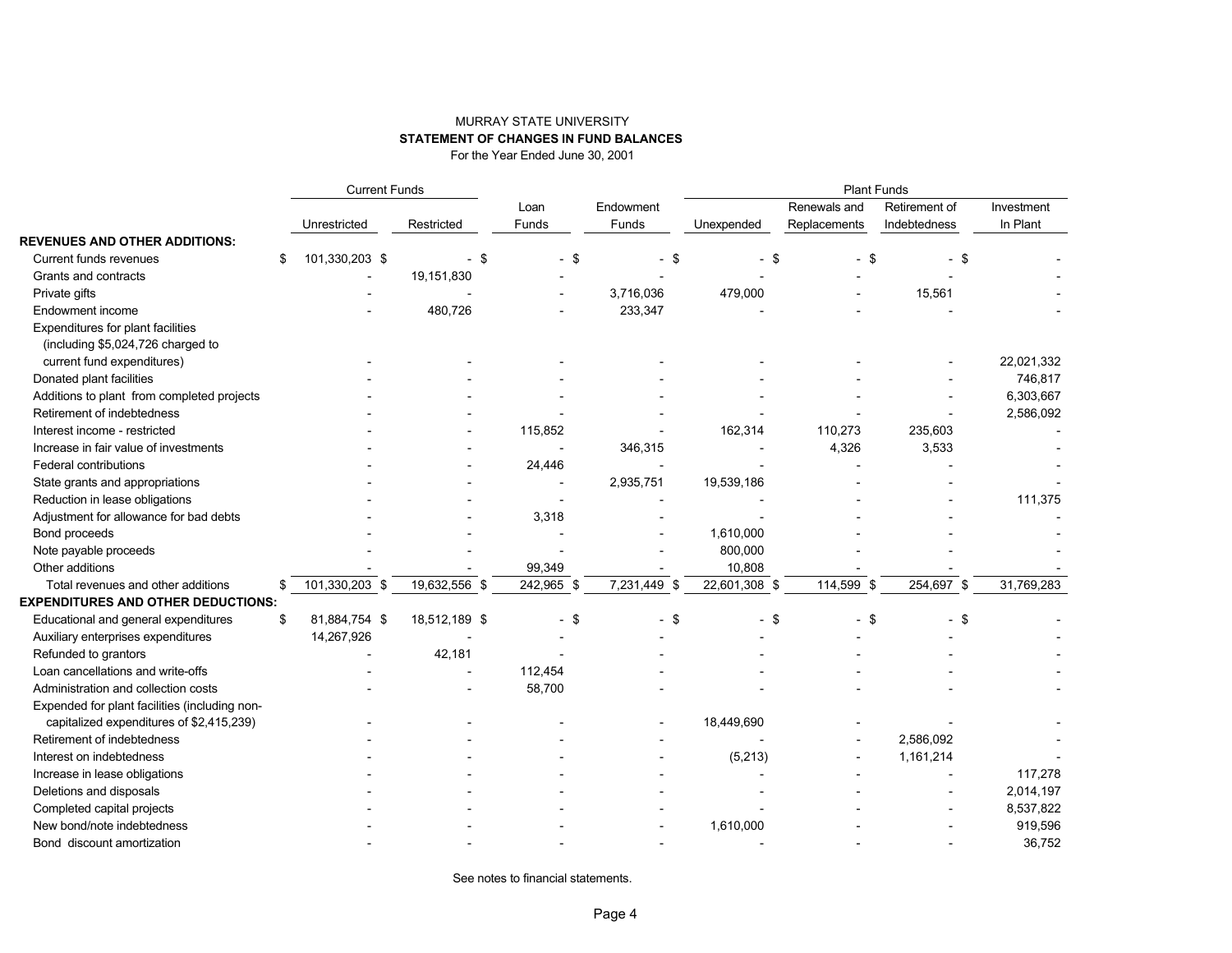MURRAY STATE UNIVERSITY

**STATEMENT OF CHANGES IN FUND BALANCES**

For the Year Ended June 30, 2001

| | Current Funds | | | | Plant Funds | | | |
|---|---|---|---|---|---|---|---|---|
| | Unrestricted | Restricted | Loan Funds | Endowment Funds | Unexpended | Renewals and Replacements | Retirement of Indebtedness | Investment In Plant |
| **REVENUES AND OTHER ADDITIONS:** | | | | | | | | |
| Current funds revenues | $ 101,330,203 | $ - | $ - | $ - | $ - | $ - | $ - | $ - |
| Grants and contracts | - | 19,151,830 | - | - | - | - | - | - |
| Private gifts | - | - | - | 3,716,036 | 479,000 | - | 15,561 | - |
| Endowment income | - | 480,726 | - | 233,347 | - | - | - | - |
| Expenditures for plant facilities (including $5,024,726 charged to current fund expenditures) | - | - | - | - | - | - | - | 22,021,332 |
| Donated plant facilities | - | - | - | - | - | - | - | 746,817 |
| Additions to plant from completed projects | - | - | - | - | - | - | - | 6,303,667 |
| Retirement of indebtedness | - | - | - | - | - | - | - | 2,586,092 |
| Interest income - restricted | - | - | 115,852 | - | 162,314 | 110,273 | 235,603 | - |
| Increase in fair value of investments | - | - | - | 346,315 | - | 4,326 | 3,533 | - |
| Federal contributions | - | - | 24,446 | - | - | - | - | - |
| State grants and appropriations | - | - | - | 2,935,751 | 19,539,186 | - | - | - |
| Reduction in lease obligations | - | - | - | - | - | - | - | 111,375 |
| Adjustment for allowance for bad debts | - | - | 3,318 | - | - | - | - | - |
| Bond proceeds | - | - | - | - | 1,610,000 | - | - | - |
| Note payable proceeds | - | - | - | - | 800,000 | - | - | - |
| Other additions | - | - | 99,349 | - | 10,808 | - | - | - |
| Total revenues and other additions | $ 101,330,203 | $ 19,632,556 | $ 242,965 | $ 7,231,449 | $ 22,601,308 | $ 114,599 | $ 254,697 | $ 31,769,283 |
| **EXPENDITURES AND OTHER DEDUCTIONS:** | | | | | | | | |
| Educational and general expenditures | $ 81,884,754 | $ 18,512,189 | $ - | $ - | $ - | $ - | $ - | $ - |
| Auxiliary enterprises expenditures | 14,267,926 | - | - | - | - | - | - | - |
| Refunded to grantors | - | 42,181 | - | - | - | - | - | - |
| Loan cancellations and write-offs | - | - | 112,454 | - | - | - | - | - |
| Administration and collection costs | - | - | 58,700 | - | - | - | - | - |
| Expended for plant facilities (including non-capitalized expenditures of $2,415,239) | - | - | - | - | 18,449,690 | - | - | - |
| Retirement of indebtedness | - | - | - | - | - | - | 2,586,092 | - |
| Interest on indebtedness | - | - | - | - | (5,213) | - | 1,161,214 | - |
| Increase in lease obligations | - | - | - | - | - | - | - | 117,278 |
| Deletions and disposals | - | - | - | - | - | - | - | 2,014,197 |
| Completed capital projects | - | - | - | - | - | - | - | 8,537,822 |
| New bond/note indebtedness | - | - | - | - | 1,610,000 | - | - | 919,596 |
| Bond discount amortization | - | - | - | - | - | - | - | 36,752 |

See notes to financial statements.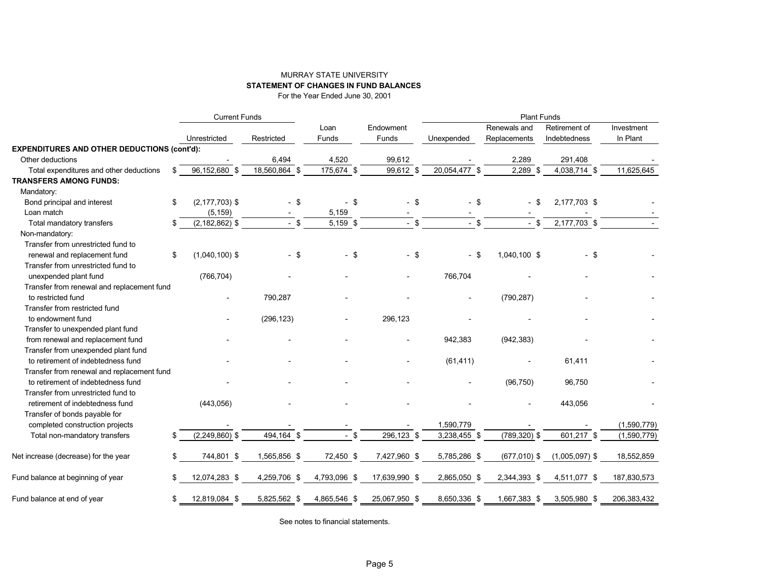MURRAY STATE UNIVERSITY

**STATEMENT OF CHANGES IN FUND BALANCES**

For the Year Ended June 30, 2001

| | Current Funds | | | | Plant Funds | | | |
|---|---|---|---|---|---|---|---|---|
| | Unrestricted | Restricted | Loan Funds | Endowment Funds | Unexpended | Renewals and Replacements | Retirement of Indebtedness | Investment In Plant |
| **EXPENDITURES AND OTHER DEDUCTIONS (cont'd):** | | | | | | | | |
| Other deductions | - | 6,494 | 4,520 | 99,612 | - | 2,289 | 291,408 | - |
| Total expenditures and other deductions | $ 96,152,680 | $ 18,560,864 | $ 175,674 | $ 99,612 | $ 20,054,477 | $ 2,289 | $ 4,038,714 | $ 11,625,645 |
| **TRANSFERS AMONG FUNDS:** | | | | | | | | |
| Mandatory: | | | | | | | | |
| Bond principal and interest | $ (2,177,703) | $ - | $ - | $ - | $ - | $ - | $ 2,177,703 | $ - |
| Loan match | (5,159) | - | 5,159 | - | - | - | - | - |
| Total mandatory transfers | $ (2,182,862) | $ - | $ 5,159 | $ - | $ - | $ - | $ 2,177,703 | $ - |
| Non-mandatory: | | | | | | | | |
| Transfer from unrestricted fund to renewal and replacement fund | $ (1,040,100) | $ - | $ - | $ - | $ - | $ 1,040,100 | $ - | $ - |
| Transfer from unrestricted fund to unexpended plant fund | (766,704) | - | - | - | 766,704 | - | - | - |
| Transfer from renewal and replacement fund to restricted fund | - | 790,287 | - | - | - | (790,287) | - | - |
| Transfer from restricted fund to endowment fund | - | (296,123) | - | 296,123 | - | - | - | - |
| Transfer to unexpended plant fund from renewal and replacement fund | - | - | - | - | 942,383 | (942,383) | - | - |
| Transfer from unexpended plant fund to retirement of indebtedness fund | - | - | - | - | (61,411) | - | 61,411 | - |
| Transfer from renewal and replacement fund to retirement of indebtedness fund | - | - | - | - | - | (96,750) | 96,750 | - |
| Transfer from unrestricted fund to retirement of indebtedness fund | (443,056) | - | - | - | - | - | 443,056 | - |
| Transfer of bonds payable for completed construction projects | - | - | - | - | 1,590,779 | - | - | (1,590,779) |
| Total non-mandatory transfers | $ (2,249,860) | $ 494,164 | $ - | $ 296,123 | $ 3,238,455 | $ (789,320) | $ 601,217 | $ (1,590,779) |
| Net increase (decrease) for the year | $ 744,801 | $ 1,565,856 | $ 72,450 | $ 7,427,960 | $ 5,785,286 | $ (677,010) | $ (1,005,097) | $ 18,552,859 |
| Fund balance at beginning of year | $ 12,074,283 | $ 4,259,706 | $ 4,793,096 | $ 17,639,990 | $ 2,865,050 | $ 2,344,393 | $ 4,511,077 | $ 187,830,573 |
| Fund balance at end of year | $ 12,819,084 | $ 5,825,562 | $ 4,865,546 | $ 25,067,950 | $ 8,650,336 | $ 1,667,383 | $ 3,505,980 | $ 206,383,432 |

See notes to financial statements.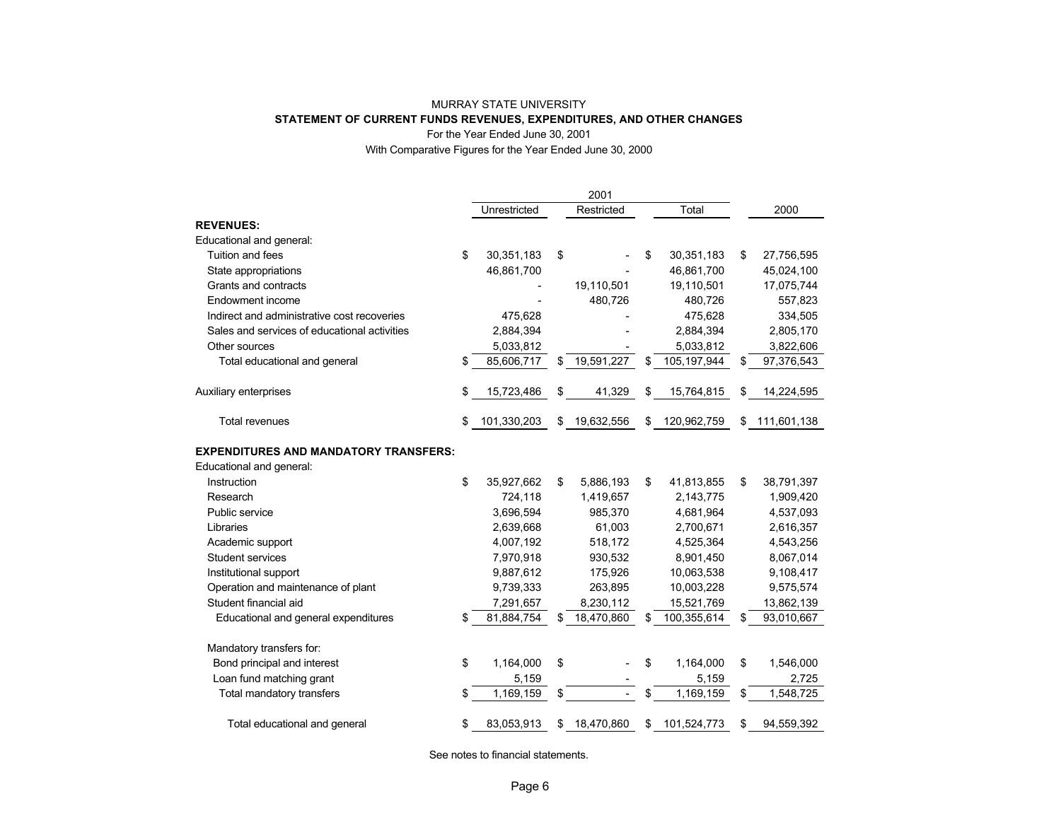MURRAY STATE UNIVERSITY

**STATEMENT OF CURRENT FUNDS REVENUES, EXPENDITURES, AND OTHER CHANGES**

For the Year Ended June 30, 2001

With Comparative Figures for the Year Ended June 30, 2000

| | 2001 | | | |
|---|---|---|---|---|
| | Unrestricted | Restricted | Total | 2000 |
| **REVENUES:** | | | | |
| Educational and general: | | | | |
| Tuition and fees | $ 30,351,183 | $ - | $ 30,351,183 | $ 27,756,595 |
| State appropriations | 46,861,700 | - | 46,861,700 | 45,024,100 |
| Grants and contracts | - | 19,110,501 | 19,110,501 | 17,075,744 |
| Endowment income | - | 480,726 | 480,726 | 557,823 |
| Indirect and administrative cost recoveries | 475,628 | - | 475,628 | 334,505 |
| Sales and services of educational activities | 2,884,394 | - | 2,884,394 | 2,805,170 |
| Other sources | 5,033,812 | - | 5,033,812 | 3,822,606 |
| Total educational and general | $ 85,606,717 | $ 19,591,227 | $ 105,197,944 | $ 97,376,543 |
| Auxiliary enterprises | $ 15,723,486 | $ 41,329 | $ 15,764,815 | $ 14,224,595 |
| Total revenues | $ 101,330,203 | $ 19,632,556 | $ 120,962,759 | $ 111,601,138 |
| **EXPENDITURES AND MANDATORY TRANSFERS:** | | | | |
| Educational and general: | | | | |
| Instruction | $ 35,927,662 | $ 5,886,193 | $ 41,813,855 | $ 38,791,397 |
| Research | 724,118 | 1,419,657 | 2,143,775 | 1,909,420 |
| Public service | 3,696,594 | 985,370 | 4,681,964 | 4,537,093 |
| Libraries | 2,639,668 | 61,003 | 2,700,671 | 2,616,357 |
| Academic support | 4,007,192 | 518,172 | 4,525,364 | 4,543,256 |
| Student services | 7,970,918 | 930,532 | 8,901,450 | 8,067,014 |
| Institutional support | 9,887,612 | 175,926 | 10,063,538 | 9,108,417 |
| Operation and maintenance of plant | 9,739,333 | 263,895 | 10,003,228 | 9,575,574 |
| Student financial aid | 7,291,657 | 8,230,112 | 15,521,769 | 13,862,139 |
| Educational and general expenditures | $ 81,884,754 | $ 18,470,860 | $ 100,355,614 | $ 93,010,667 |
| Mandatory transfers for: | | | | |
| Bond principal and interest | $ 1,164,000 | $ - | $ 1,164,000 | $ 1,546,000 |
| Loan fund matching grant | 5,159 | - | 5,159 | 2,725 |
| Total mandatory transfers | $ 1,169,159 | $ - | $ 1,169,159 | $ 1,548,725 |
| Total educational and general | $ 83,053,913 | $ 18,470,860 | $ 101,524,773 | $ 94,559,392 |

See notes to financial statements.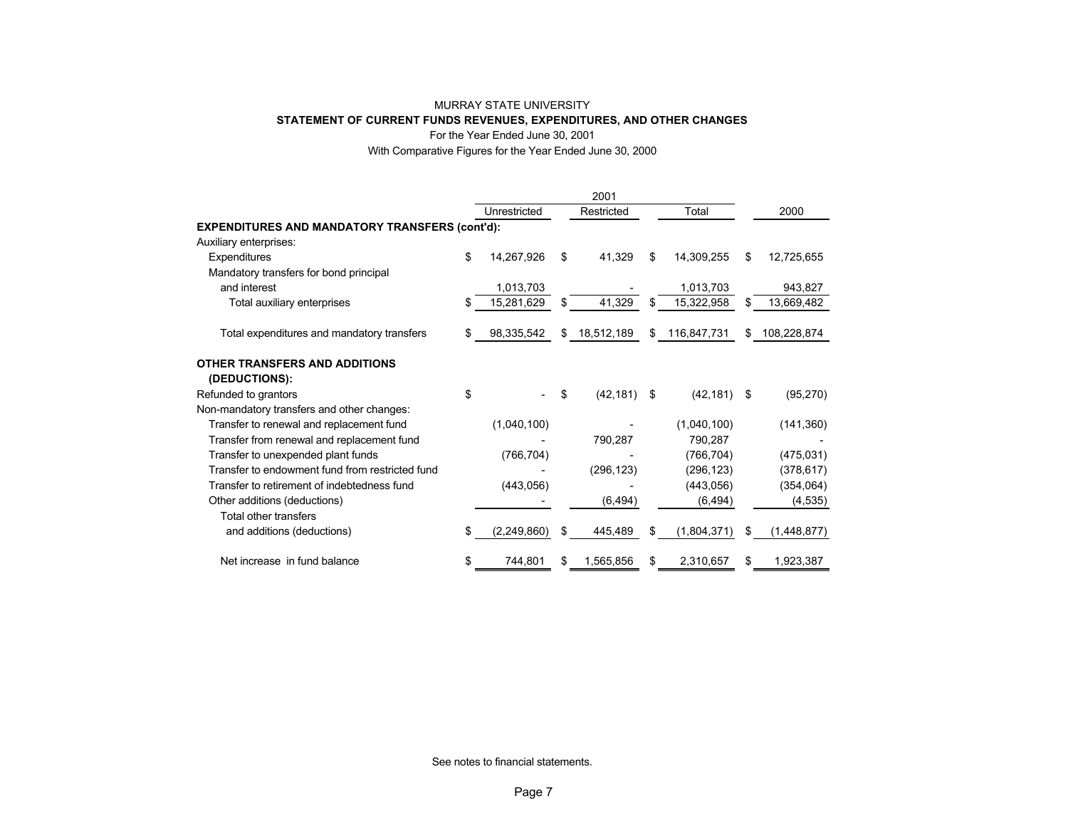MURRAY STATE UNIVERSITY

**STATEMENT OF CURRENT FUNDS REVENUES, EXPENDITURES, AND OTHER CHANGES**

For the Year Ended June 30, 2001

With Comparative Figures for the Year Ended June 30, 2000

| | 2001 | | | |
|---|---|---|---|---|
| | Unrestricted | Restricted | Total | 2000 |
| **EXPENDITURES AND MANDATORY TRANSFERS (cont'd):** | | | | |
| Auxiliary enterprises: | | | | |
| Expenditures | $ 14,267,926 | $ 41,329 | $ 14,309,255 | $ 12,725,655 |
| Mandatory transfers for bond principal and interest | 1,013,703 | - | 1,013,703 | 943,827 |
| Total auxiliary enterprises | $ 15,281,629 | $ 41,329 | $ 15,322,958 | $ 13,669,482 |
| Total expenditures and mandatory transfers | $ 98,335,542 | $ 18,512,189 | $ 116,847,731 | $ 108,228,874 |
| **OTHER TRANSFERS AND ADDITIONS (DEDUCTIONS):** | | | | |
| Refunded to grantors | $ - | $ (42,181) | $ (42,181) | $ (95,270) |
| Non-mandatory transfers and other changes: | | | | |
| Transfer to renewal and replacement fund | (1,040,100) | - | (1,040,100) | (141,360) |
| Transfer from renewal and replacement fund | - | 790,287 | 790,287 | - |
| Transfer to unexpended plant funds | (766,704) | - | (766,704) | (475,031) |
| Transfer to endowment fund from restricted fund | - | (296,123) | (296,123) | (378,617) |
| Transfer to retirement of indebtedness fund | (443,056) | - | (443,056) | (354,064) |
| Other additions (deductions) | - | (6,494) | (6,494) | (4,535) |
| Total other transfers and additions (deductions) | $ (2,249,860) | $ 445,489 | $ (1,804,371) | $ (1,448,877) |
| Net increase in fund balance | $ 744,801 | $ 1,565,856 | $ 2,310,657 | $ 1,923,387 |

See notes to financial statements.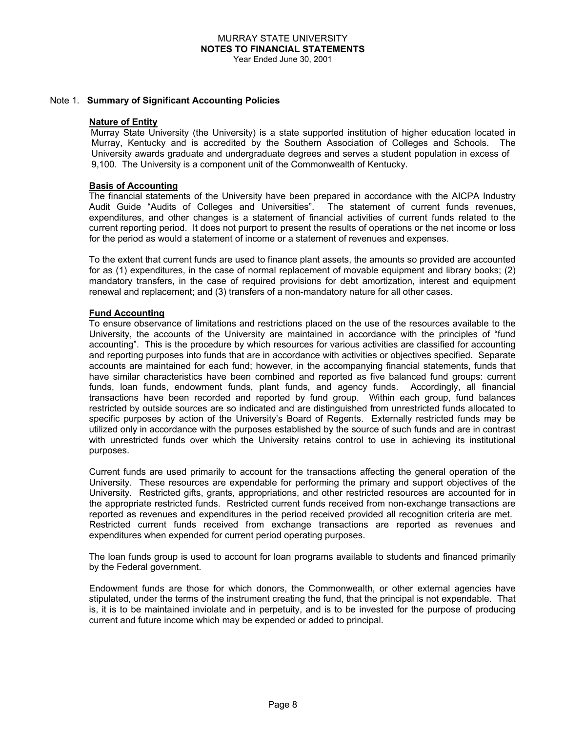## Note 1. Summary of Significant Accounting Policies

### Nature of Entity

Murray State University (the University) is a state supported institution of higher education located in Murray, Kentucky and is accredited by the Southern Association of Colleges and Schools. The University awards graduate and undergraduate degrees and serves a student population in excess of 9,100. The University is a component unit of the Commonwealth of Kentucky.

### Basis of Accounting

The financial statements of the University have been prepared in accordance with the AICPA Industry Audit Guide "Audits of Colleges and Universities". The statement of current funds revenues, expenditures, and other changes is a statement of financial activities of current funds related to the current reporting period. It does not purport to present the results of operations or the net income or loss for the period as would a statement of income or a statement of revenues and expenses.

To the extent that current funds are used to finance plant assets, the amounts so provided are accounted for as (1) expenditures, in the case of normal replacement of movable equipment and library books; (2) mandatory transfers, in the case of required provisions for debt amortization, interest and equipment renewal and replacement; and (3) transfers of a non-mandatory nature for all other cases.

### Fund Accounting

To ensure observance of limitations and restrictions placed on the use of the resources available to the University, the accounts of the University are maintained in accordance with the principles of "fund accounting". This is the procedure by which resources for various activities are classified for accounting and reporting purposes into funds that are in accordance with activities or objectives specified. Separate accounts are maintained for each fund; however, in the accompanying financial statements, funds that have similar characteristics have been combined and reported as five balanced fund groups: current funds, loan funds, endowment funds, plant funds, and agency funds. Accordingly, all financial transactions have been recorded and reported by fund group. Within each group, fund balances restricted by outside sources are so indicated and are distinguished from unrestricted funds allocated to specific purposes by action of the University's Board of Regents. Externally restricted funds may be utilized only in accordance with the purposes established by the source of such funds and are in contrast with unrestricted funds over which the University retains control to use in achieving its institutional purposes.

Current funds are used primarily to account for the transactions affecting the general operation of the University. These resources are expendable for performing the primary and support objectives of the University. Restricted gifts, grants, appropriations, and other restricted resources are accounted for in the appropriate restricted funds. Restricted current funds received from non-exchange transactions are reported as revenues and expenditures in the period received provided all recognition criteria are met. Restricted current funds received from exchange transactions are reported as revenues and expenditures when expended for current period operating purposes.

The loan funds group is used to account for loan programs available to students and financed primarily by the Federal government.

Endowment funds are those for which donors, the Commonwealth, or other external agencies have stipulated, under the terms of the instrument creating the fund, that the principal is not expendable. That is, it is to be maintained inviolate and in perpetuity, and is to be invested for the purpose of producing current and future income which may be expended or added to principal.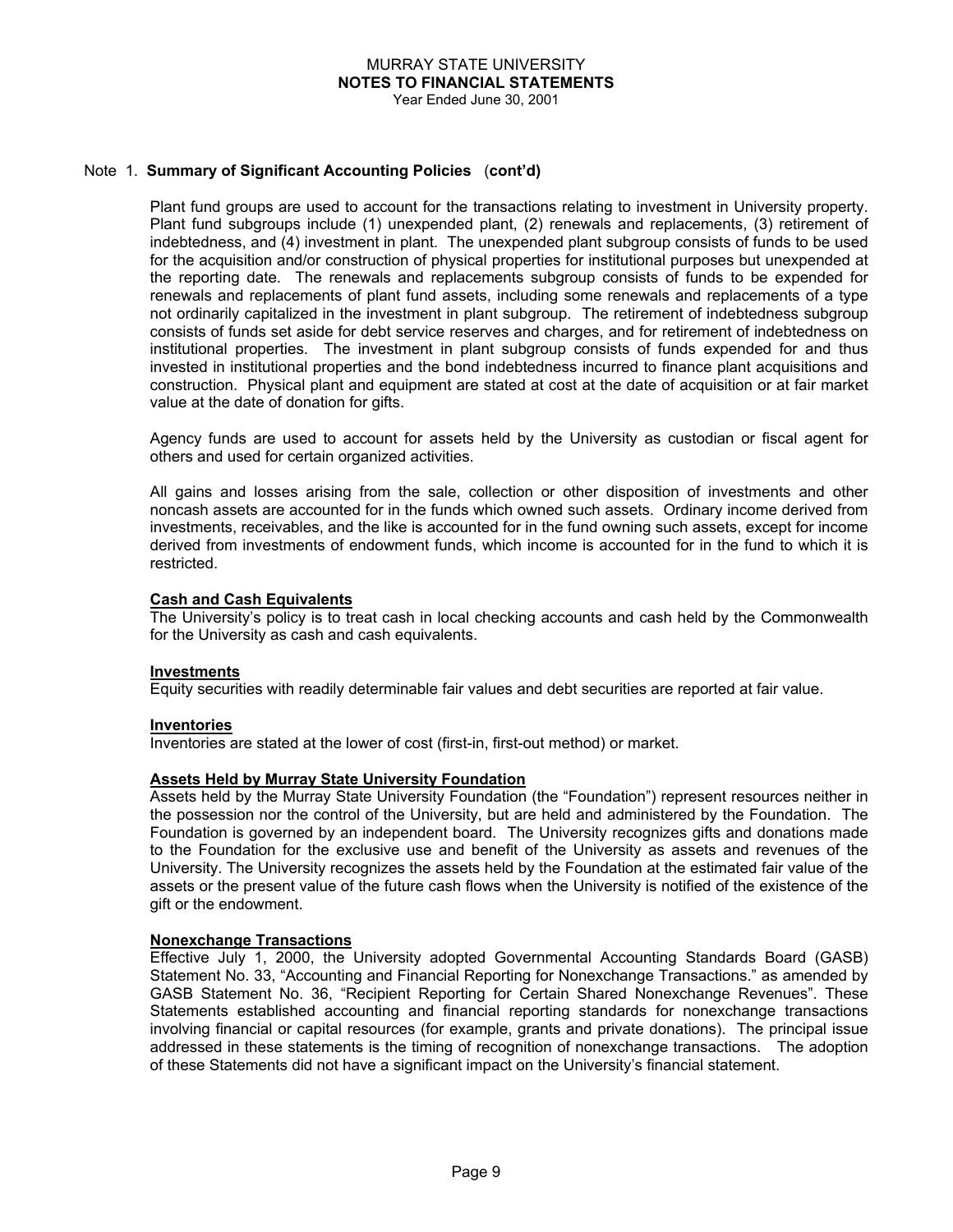Note 1. **Summary of Significant Accounting Policies (cont'd)**

Plant fund groups are used to account for the transactions relating to investment in University property. Plant fund subgroups include (1) unexpended plant, (2) renewals and replacements, (3) retirement of indebtedness, and (4) investment in plant. The unexpended plant subgroup consists of funds to be used for the acquisition and/or construction of physical properties for institutional purposes but unexpended at the reporting date. The renewals and replacements subgroup consists of funds to be expended for renewals and replacements of plant fund assets, including some renewals and replacements of a type not ordinarily capitalized in the investment in plant subgroup. The retirement of indebtedness subgroup consists of funds set aside for debt service reserves and charges, and for retirement of indebtedness on institutional properties. The investment in plant subgroup consists of funds expended for and thus invested in institutional properties and the bond indebtedness incurred to finance plant acquisitions and construction. Physical plant and equipment are stated at cost at the date of acquisition or at fair market value at the date of donation for gifts.

Agency funds are used to account for assets held by the University as custodian or fiscal agent for others and used for certain organized activities.

All gains and losses arising from the sale, collection or other disposition of investments and other noncash assets are accounted for in the funds which owned such assets. Ordinary income derived from investments, receivables, and the like is accounted for in the fund owning such assets, except for income derived from investments of endowment funds, which income is accounted for in the fund to which it is restricted.

**Cash and Cash Equivalents**
The University's policy is to treat cash in local checking accounts and cash held by the Commonwealth for the University as cash and cash equivalents.

**Investments**
Equity securities with readily determinable fair values and debt securities are reported at fair value.

**Inventories**
Inventories are stated at the lower of cost (first-in, first-out method) or market.

**Assets Held by Murray State University Foundation**
Assets held by the Murray State University Foundation (the "Foundation") represent resources neither in the possession nor the control of the University, but are held and administered by the Foundation. The Foundation is governed by an independent board. The University recognizes gifts and donations made to the Foundation for the exclusive use and benefit of the University as assets and revenues of the University. The University recognizes the assets held by the Foundation at the estimated fair value of the assets or the present value of the future cash flows when the University is notified of the existence of the gift or the endowment.

**Nonexchange Transactions**
Effective July 1, 2000, the University adopted Governmental Accounting Standards Board (GASB) Statement No. 33, "Accounting and Financial Reporting for Nonexchange Transactions." as amended by GASB Statement No. 36, "Recipient Reporting for Certain Shared Nonexchange Revenues". These Statements established accounting and financial reporting standards for nonexchange transactions involving financial or capital resources (for example, grants and private donations). The principal issue addressed in these statements is the timing of recognition of nonexchange transactions. The adoption of these Statements did not have a significant impact on the University's financial statement.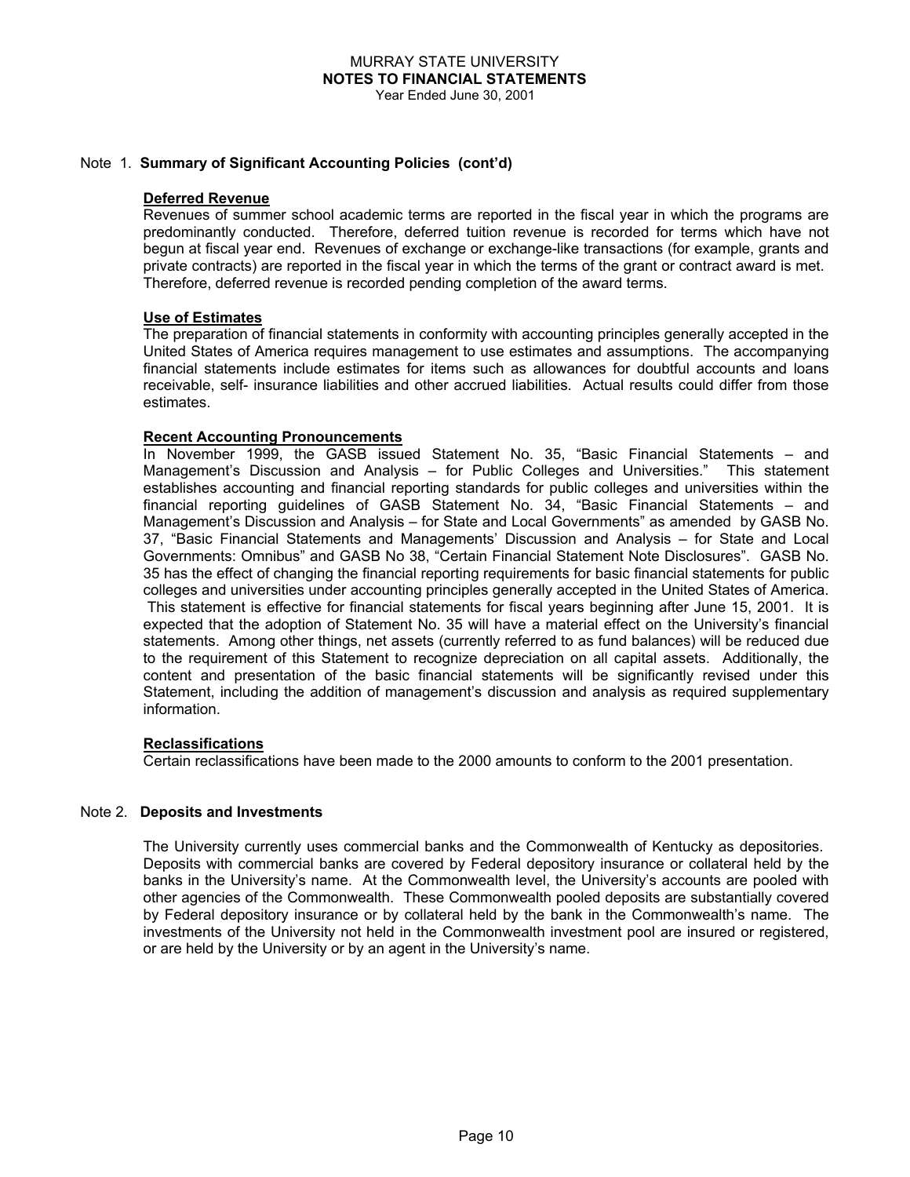## Note 1. Summary of Significant Accounting Policies (cont'd)

**Deferred Revenue**

Revenues of summer school academic terms are reported in the fiscal year in which the programs are predominantly conducted. Therefore, deferred tuition revenue is recorded for terms which have not begun at fiscal year end. Revenues of exchange or exchange-like transactions (for example, grants and private contracts) are reported in the fiscal year in which the terms of the grant or contract award is met. Therefore, deferred revenue is recorded pending completion of the award terms.

**Use of Estimates**

The preparation of financial statements in conformity with accounting principles generally accepted in the United States of America requires management to use estimates and assumptions. The accompanying financial statements include estimates for items such as allowances for doubtful accounts and loans receivable, self- insurance liabilities and other accrued liabilities. Actual results could differ from those estimates.

**Recent Accounting Pronouncements**

In November 1999, the GASB issued Statement No. 35, "Basic Financial Statements – and Management's Discussion and Analysis – for Public Colleges and Universities." This statement establishes accounting and financial reporting standards for public colleges and universities within the financial reporting guidelines of GASB Statement No. 34, "Basic Financial Statements – and Management's Discussion and Analysis – for State and Local Governments" as amended by GASB No. 37, "Basic Financial Statements and Managements' Discussion and Analysis – for State and Local Governments: Omnibus" and GASB No 38, "Certain Financial Statement Note Disclosures". GASB No. 35 has the effect of changing the financial reporting requirements for basic financial statements for public colleges and universities under accounting principles generally accepted in the United States of America. This statement is effective for financial statements for fiscal years beginning after June 15, 2001. It is expected that the adoption of Statement No. 35 will have a material effect on the University's financial statements. Among other things, net assets (currently referred to as fund balances) will be reduced due to the requirement of this Statement to recognize depreciation on all capital assets. Additionally, the content and presentation of the basic financial statements will be significantly revised under this Statement, including the addition of management's discussion and analysis as required supplementary information.

**Reclassifications**

Certain reclassifications have been made to the 2000 amounts to conform to the 2001 presentation.

## Note 2. Deposits and Investments

The University currently uses commercial banks and the Commonwealth of Kentucky as depositories. Deposits with commercial banks are covered by Federal depository insurance or collateral held by the banks in the University's name. At the Commonwealth level, the University's accounts are pooled with other agencies of the Commonwealth. These Commonwealth pooled deposits are substantially covered by Federal depository insurance or by collateral held by the bank in the Commonwealth's name. The investments of the University not held in the Commonwealth investment pool are insured or registered, or are held by the University or by an agent in the University's name.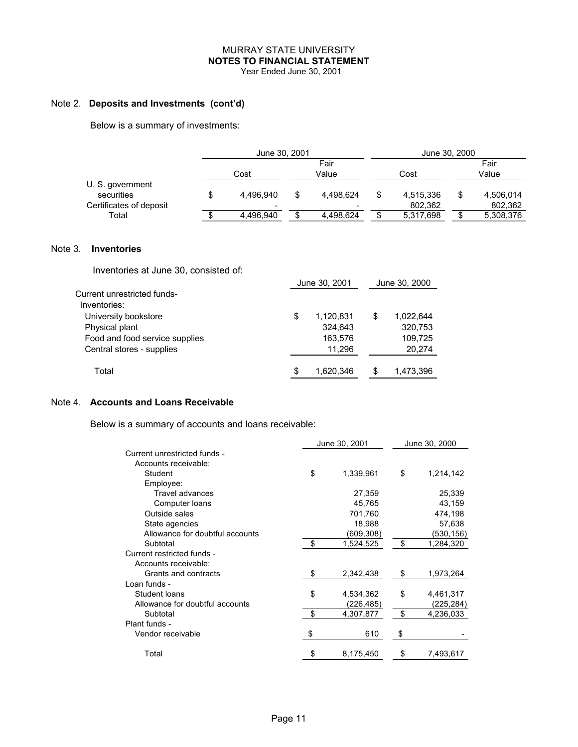MURRAY STATE UNIVERSITY
**NOTES TO FINANCIAL STATEMENT**
Year Ended June 30, 2001

Note 2. **Deposits and Investments (cont'd)**

Below is a summary of investments:

| | June 30, 2001 | | June 30, 2000 | |
|---|---|---|---|---|
| | Cost | Fair Value | Cost | Fair Value |
| U. S. government securities | $ 4,496,940 | $ 4,498,624 | $ 4,515,336 | $ 4,506,014 |
| Certificates of deposit | - | - | 802,362 | 802,362 |
| Total | $ 4,496,940 | $ 4,498,624 | $ 5,317,698 | $ 5,308,376 |

Note 3. **Inventories**

Inventories at June 30, consisted of:

| | June 30, 2001 | June 30, 2000 |
|---|---|---|
| Current unrestricted funds- | | |
| Inventories: | | |
| University bookstore | $ 1,120,831 | $ 1,022,644 |
| Physical plant | 324,643 | 320,753 |
| Food and food service supplies | 163,576 | 109,725 |
| Central stores - supplies | 11,296 | 20,274 |
| Total | $ 1,620,346 | $ 1,473,396 |

Note 4. **Accounts and Loans Receivable**

Below is a summary of accounts and loans receivable:

| | June 30, 2001 | June 30, 2000 |
|---|---|---|
| Current unrestricted funds - | | |
| Accounts receivable: | | |
| Student | $ 1,339,961 | $ 1,214,142 |
| Employee: | | |
| Travel advances | 27,359 | 25,339 |
| Computer loans | 45,765 | 43,159 |
| Outside sales | 701,760 | 474,198 |
| State agencies | 18,988 | 57,638 |
| Allowance for doubtful accounts | (609,308) | (530,156) |
| Subtotal | $ 1,524,525 | $ 1,284,320 |
| Current restricted funds - | | |
| Accounts receivable: | | |
| Grants and contracts | $ 2,342,438 | $ 1,973,264 |
| Loan funds - | | |
| Student loans | $ 4,534,362 | $ 4,461,317 |
| Allowance for doubtful accounts | (226,485) | (225,284) |
| Subtotal | $ 4,307,877 | $ 4,236,033 |
| Plant funds - | | |
| Vendor receivable | $ 610 | $ - |
| Total | $ 8,175,450 | $ 7,493,617 |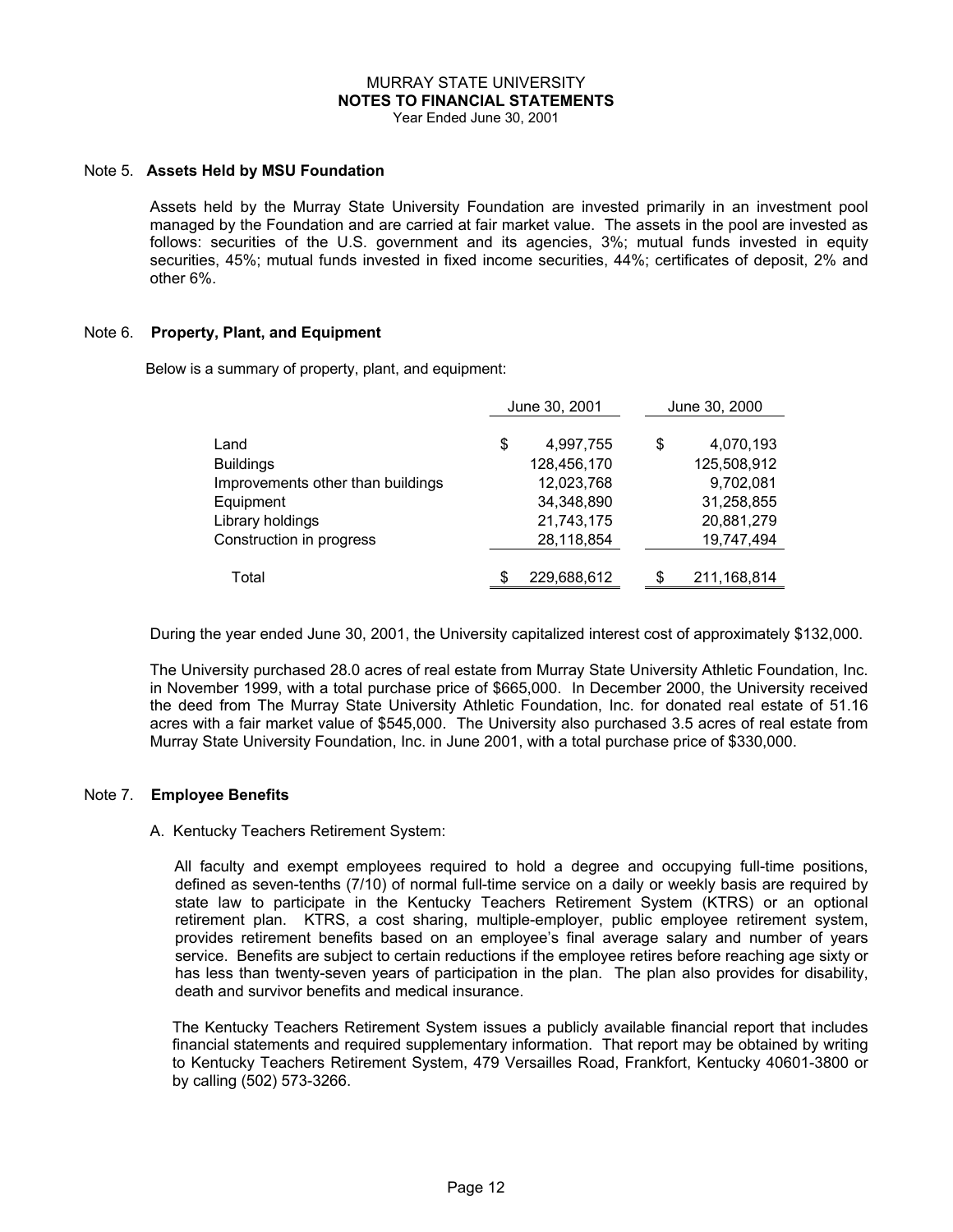MURRAY STATE UNIVERSITY
**NOTES TO FINANCIAL STATEMENTS**
Year Ended June 30, 2001

## Note 5. Assets Held by MSU Foundation

Assets held by the Murray State University Foundation are invested primarily in an investment pool managed by the Foundation and are carried at fair market value. The assets in the pool are invested as follows: securities of the U.S. government and its agencies, 3%; mutual funds invested in equity securities, 45%; mutual funds invested in fixed income securities, 44%; certificates of deposit, 2% and other 6%.

## Note 6. Property, Plant, and Equipment

Below is a summary of property, plant, and equipment:

| | June 30, 2001 | June 30, 2000 |
|---|---|---|
| Land | $ 4,997,755 | $ 4,070,193 |
| Buildings | 128,456,170 | 125,508,912 |
| Improvements other than buildings | 12,023,768 | 9,702,081 |
| Equipment | 34,348,890 | 31,258,855 |
| Library holdings | 21,743,175 | 20,881,279 |
| Construction in progress | 28,118,854 | 19,747,494 |
| Total | $ 229,688,612 | $ 211,168,814 |

During the year ended June 30, 2001, the University capitalized interest cost of approximately $132,000.

The University purchased 28.0 acres of real estate from Murray State University Athletic Foundation, Inc. in November 1999, with a total purchase price of $665,000. In December 2000, the University received the deed from The Murray State University Athletic Foundation, Inc. for donated real estate of 51.16 acres with a fair market value of $545,000. The University also purchased 3.5 acres of real estate from Murray State University Foundation, Inc. in June 2001, with a total purchase price of $330,000.

## Note 7. Employee Benefits

A. Kentucky Teachers Retirement System:

All faculty and exempt employees required to hold a degree and occupying full-time positions, defined as seven-tenths (7/10) of normal full-time service on a daily or weekly basis are required by state law to participate in the Kentucky Teachers Retirement System (KTRS) or an optional retirement plan. KTRS, a cost sharing, multiple-employer, public employee retirement system, provides retirement benefits based on an employee's final average salary and number of years service. Benefits are subject to certain reductions if the employee retires before reaching age sixty or has less than twenty-seven years of participation in the plan. The plan also provides for disability, death and survivor benefits and medical insurance.

The Kentucky Teachers Retirement System issues a publicly available financial report that includes financial statements and required supplementary information. That report may be obtained by writing to Kentucky Teachers Retirement System, 479 Versailles Road, Frankfort, Kentucky 40601-3800 or by calling (502) 573-3266.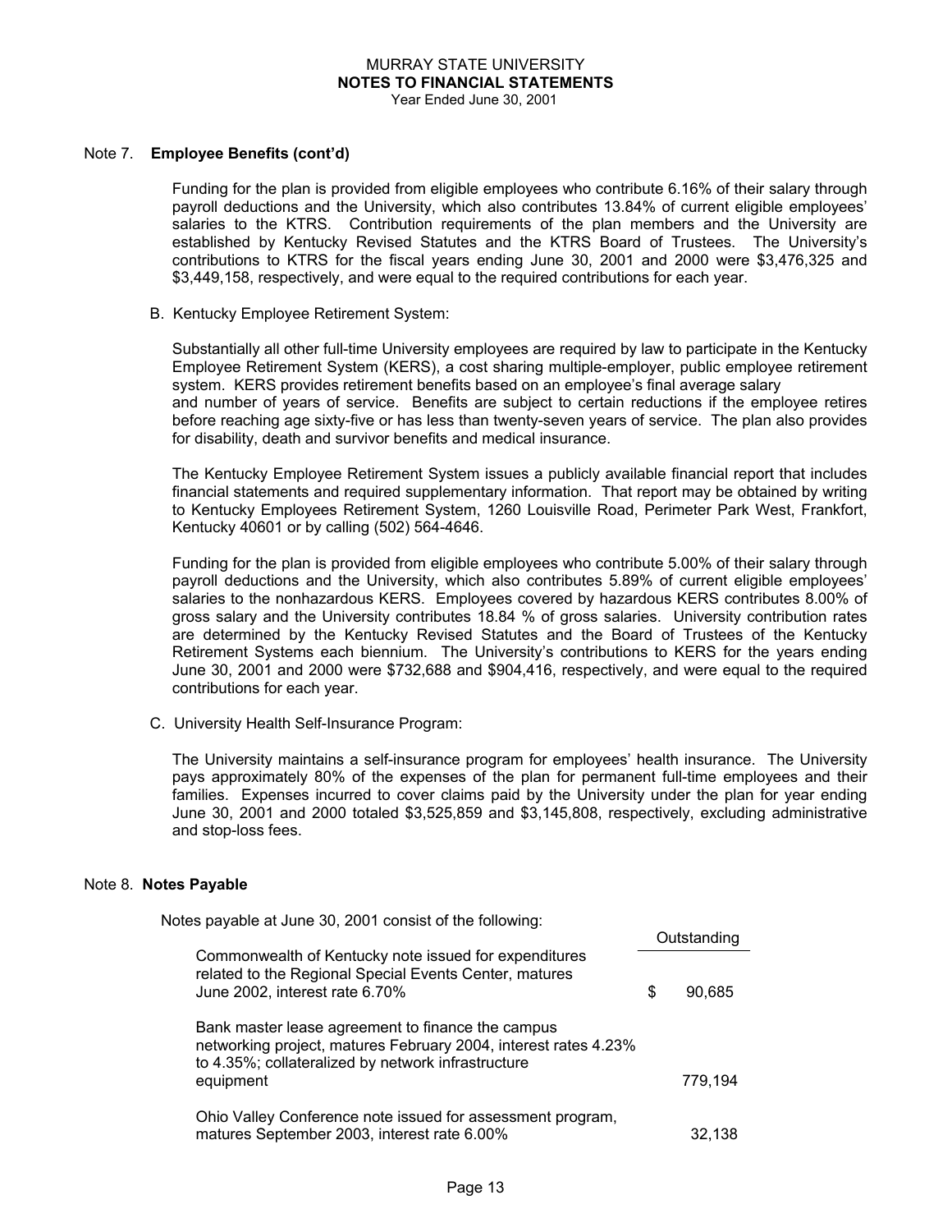## Note 7. Employee Benefits (cont'd)

Funding for the plan is provided from eligible employees who contribute 6.16% of their salary through payroll deductions and the University, which also contributes 13.84% of current eligible employees' salaries to the KTRS. Contribution requirements of the plan members and the University are established by Kentucky Revised Statutes and the KTRS Board of Trustees. The University's contributions to KTRS for the fiscal years ending June 30, 2001 and 2000 were $3,476,325 and $3,449,158, respectively, and were equal to the required contributions for each year.

B. Kentucky Employee Retirement System:

Substantially all other full-time University employees are required by law to participate in the Kentucky Employee Retirement System (KERS), a cost sharing multiple-employer, public employee retirement system. KERS provides retirement benefits based on an employee's final average salary and number of years of service. Benefits are subject to certain reductions if the employee retires before reaching age sixty-five or has less than twenty-seven years of service. The plan also provides for disability, death and survivor benefits and medical insurance.

The Kentucky Employee Retirement System issues a publicly available financial report that includes financial statements and required supplementary information. That report may be obtained by writing to Kentucky Employees Retirement System, 1260 Louisville Road, Perimeter Park West, Frankfort, Kentucky 40601 or by calling (502) 564-4646.

Funding for the plan is provided from eligible employees who contribute 5.00% of their salary through payroll deductions and the University, which also contributes 5.89% of current eligible employees' salaries to the nonhazardous KERS. Employees covered by hazardous KERS contributes 8.00% of gross salary and the University contributes 18.84 % of gross salaries. University contribution rates are determined by the Kentucky Revised Statutes and the Board of Trustees of the Kentucky Retirement Systems each biennium. The University's contributions to KERS for the years ending June 30, 2001 and 2000 were $732,688 and $904,416, respectively, and were equal to the required contributions for each year.

C. University Health Self-Insurance Program:

The University maintains a self-insurance program for employees' health insurance. The University pays approximately 80% of the expenses of the plan for permanent full-time employees and their families. Expenses incurred to cover claims paid by the University under the plan for year ending June 30, 2001 and 2000 totaled $3,525,859 and $3,145,808, respectively, excluding administrative and stop-loss fees.

## Note 8. Notes Payable

Notes payable at June 30, 2001 consist of the following:

| | Outstanding |
|---|---|
| Commonwealth of Kentucky note issued for expenditures related to the Regional Special Events Center, matures June 2002, interest rate 6.70% | $ 90,685 |
| Bank master lease agreement to finance the campus networking project, matures February 2004, interest rates 4.23% to 4.35%; collateralized by network infrastructure equipment | 779,194 |
| Ohio Valley Conference note issued for assessment program, matures September 2003, interest rate 6.00% | 32,138 |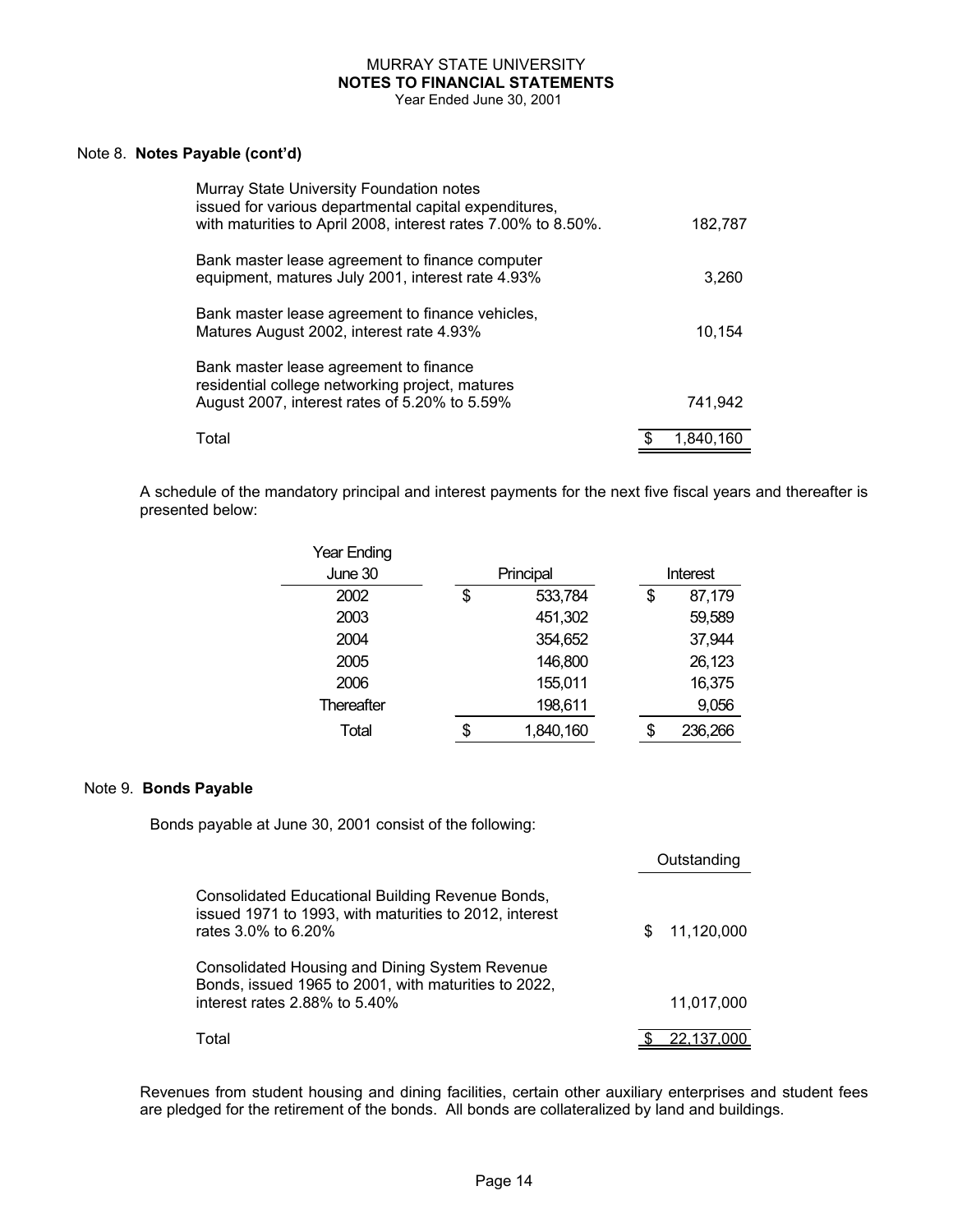Note 8. **Notes Payable (cont'd)**

| | |
|---|---|
| Murray State University Foundation notes issued for various departmental capital expenditures, with maturities to April 2008, interest rates 7.00% to 8.50%. | 182,787 |
| Bank master lease agreement to finance computer equipment, matures July 2001, interest rate 4.93% | 3,260 |
| Bank master lease agreement to finance vehicles, Matures August 2002, interest rate 4.93% | 10,154 |
| Bank master lease agreement to finance residential college networking project, matures August 2007, interest rates of 5.20% to 5.59% | 741,942 |
| Total | $ 1,840,160 |

A schedule of the mandatory principal and interest payments for the next five fiscal years and thereafter is presented below:

| Year Ending June 30 | Principal | Interest |
|---|---|---|
| 2002 | $ 533,784 | $ 87,179 |
| 2003 | 451,302 | 59,589 |
| 2004 | 354,652 | 37,944 |
| 2005 | 146,800 | 26,123 |
| 2006 | 155,011 | 16,375 |
| Thereafter | 198,611 | 9,056 |
| Total | $ 1,840,160 | $ 236,266 |

Note 9. **Bonds Payable**

Bonds payable at June 30, 2001 consist of the following:

| | Outstanding |
|---|---|
| Consolidated Educational Building Revenue Bonds, issued 1971 to 1993, with maturities to 2012, interest rates 3.0% to 6.20% | $ 11,120,000 |
| Consolidated Housing and Dining System Revenue Bonds, issued 1965 to 2001, with maturities to 2022, interest rates 2.88% to 5.40% | 11,017,000 |
| Total | $ 22,137,000 |

Revenues from student housing and dining facilities, certain other auxiliary enterprises and student fees are pledged for the retirement of the bonds. All bonds are collateralized by land and buildings.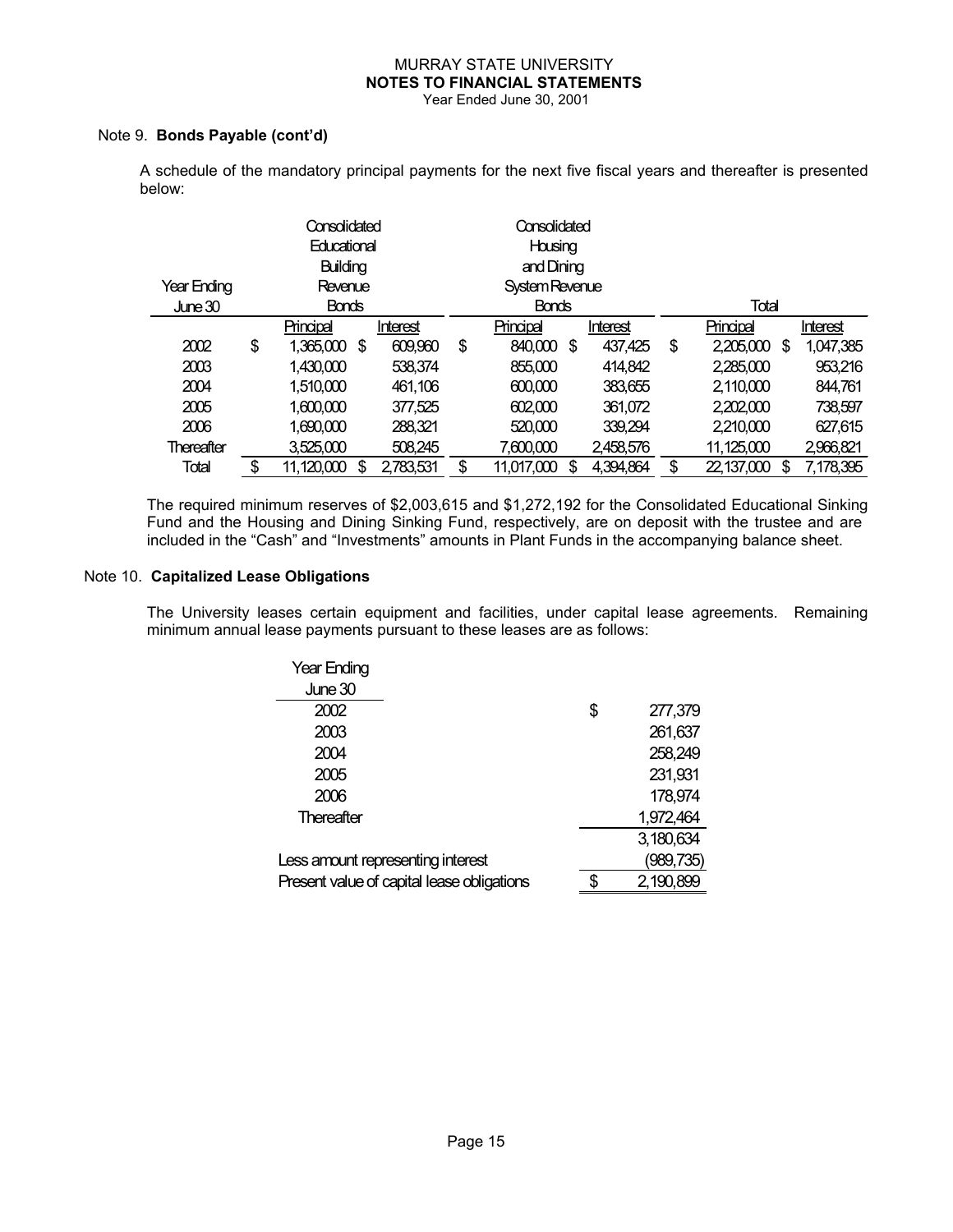Note 9. **Bonds Payable (cont'd)**

A schedule of the mandatory principal payments for the next five fiscal years and thereafter is presented below:

| Year Ending June 30 | Consolidated Educational Building Revenue Bonds | | Consolidated Housing and Dining System Revenue Bonds | | Total | |
|---|---|---|---|---|---|---|
| | Principal | Interest | Principal | Interest | Principal | Interest |
| 2002 | $ 1,365,000 | $ 609,960 | $ 840,000 | $ 437,425 | $ 2,205,000 | $ 1,047,385 |
| 2003 | 1,430,000 | 538,374 | 855,000 | 414,842 | 2,285,000 | 953,216 |
| 2004 | 1,510,000 | 461,106 | 600,000 | 383,655 | 2,110,000 | 844,761 |
| 2005 | 1,600,000 | 377,525 | 602,000 | 361,072 | 2,202,000 | 738,597 |
| 2006 | 1,690,000 | 288,321 | 520,000 | 339,294 | 2,210,000 | 627,615 |
| Thereafter | 3,525,000 | 508,245 | 7,600,000 | 2,458,576 | 11,125,000 | 2,966,821 |
| Total | $ 11,120,000 | $ 2,783,531 | $ 11,017,000 | $ 4,394,864 | $ 22,137,000 | $ 7,178,395 |

The required minimum reserves of $2,003,615 and $1,272,192 for the Consolidated Educational Sinking Fund and the Housing and Dining Sinking Fund, respectively, are on deposit with the trustee and are included in the "Cash" and "Investments" amounts in Plant Funds in the accompanying balance sheet.

Note 10. **Capitalized Lease Obligations**

The University leases certain equipment and facilities, under capital lease agreements. Remaining minimum annual lease payments pursuant to these leases are as follows:

| Year Ending June 30 | |
|---|---|
| 2002 | $ 277,379 |
| 2003 | 261,637 |
| 2004 | 258,249 |
| 2005 | 231,931 |
| 2006 | 178,974 |
| Thereafter | 1,972,464 |
| | 3,180,634 |
| Less amount representing interest | (989,735) |
| Present value of capital lease obligations | $ 2,190,899 |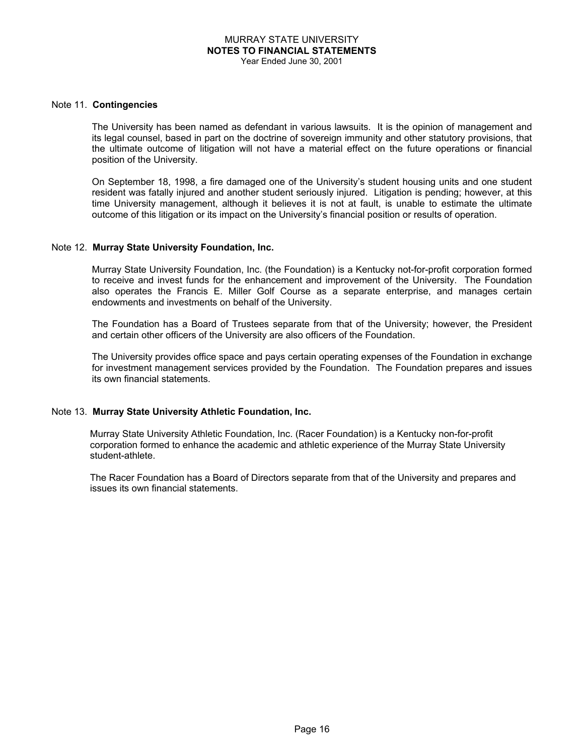Note 11. **Contingencies**

The University has been named as defendant in various lawsuits. It is the opinion of management and its legal counsel, based in part on the doctrine of sovereign immunity and other statutory provisions, that the ultimate outcome of litigation will not have a material effect on the future operations or financial position of the University.

On September 18, 1998, a fire damaged one of the University's student housing units and one student resident was fatally injured and another student seriously injured. Litigation is pending; however, at this time University management, although it believes it is not at fault, is unable to estimate the ultimate outcome of this litigation or its impact on the University's financial position or results of operation.

Note 12. **Murray State University Foundation, Inc.**

Murray State University Foundation, Inc. (the Foundation) is a Kentucky not-for-profit corporation formed to receive and invest funds for the enhancement and improvement of the University. The Foundation also operates the Francis E. Miller Golf Course as a separate enterprise, and manages certain endowments and investments on behalf of the University.

The Foundation has a Board of Trustees separate from that of the University; however, the President and certain other officers of the University are also officers of the Foundation.

The University provides office space and pays certain operating expenses of the Foundation in exchange for investment management services provided by the Foundation. The Foundation prepares and issues its own financial statements.

Note 13. **Murray State University Athletic Foundation, Inc.**

Murray State University Athletic Foundation, Inc. (Racer Foundation) is a Kentucky non-for-profit corporation formed to enhance the academic and athletic experience of the Murray State University student-athlete.

The Racer Foundation has a Board of Directors separate from that of the University and prepares and issues its own financial statements.